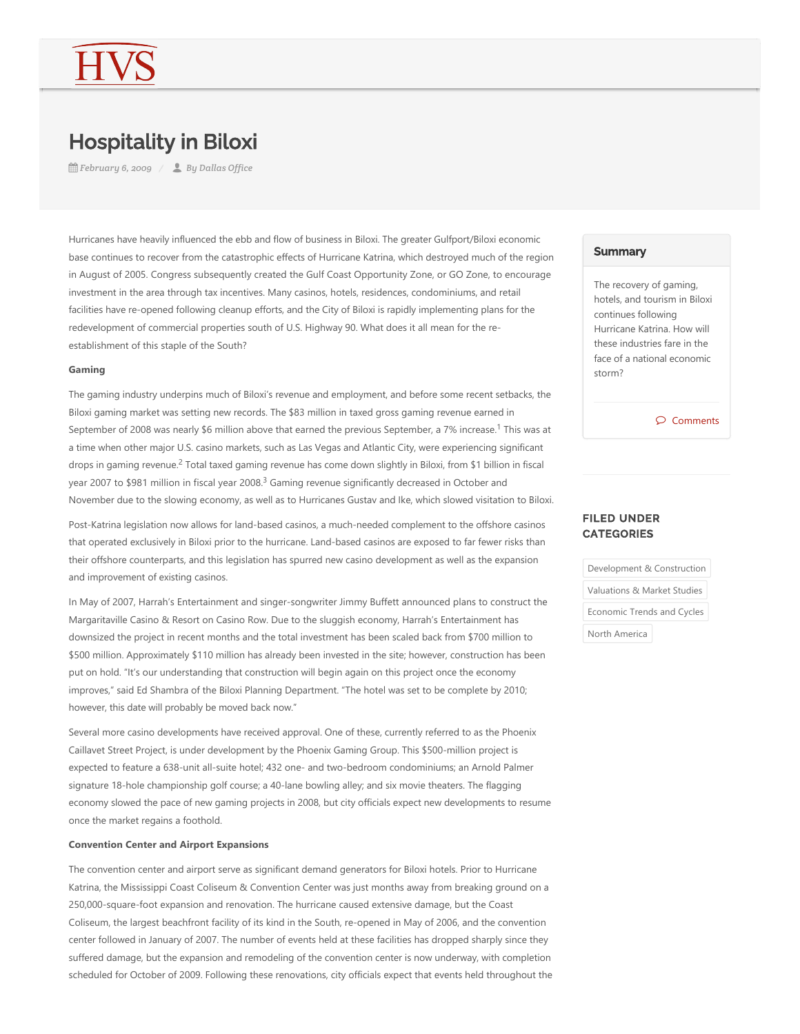# Hospitality in Biloxi

February 6, 2009 / By Dallas Office

Hurricanes have heavily influenced the ebb and flow of business in Biloxi. The greater Gulfport/Biloxi economic base continues to recover from the catastrophic effects of Hurricane Katrina, which destroyed much of the region in August of 2005. Congress subsequently created the Gulf Coast Opportunity Zone, or GO Zone, to encourage investment in the area through tax incentives. Many casinos, hotels, residences, condominiums, and retail facilities have re-opened following cleanup efforts, and the City of Biloxi is rapidly implementing plans for the redevelopment of commercial properties south of U.S. Highway 90. What does it all mean for the re-establishment of this staple of the South?

**Gaming**

The gaming industry underpins much of Biloxi's revenue and employment, and before some recent setbacks, the Biloxi gaming market was setting new records. The $83 million in taxed gross gaming revenue earned in September of 2008 was nearly $6 million above that earned the previous September, a 7% increase.[1] This was at a time when other major U.S. casino markets, such as Las Vegas and Atlantic City, were experiencing significant drops in gaming revenue.[2] Total taxed gaming revenue has come down slightly in Biloxi, from $1 billion in fiscal year 2007 to $981 million in fiscal year 2008.[3] Gaming revenue significantly decreased in October and November due to the slowing economy, as well as to Hurricanes Gustav and Ike, which slowed visitation to Biloxi.

Post-Katrina legislation now allows for land-based casinos, a much-needed complement to the offshore casinos that operated exclusively in Biloxi prior to the hurricane. Land-based casinos are exposed to far fewer risks than their offshore counterparts, and this legislation has spurred new casino development as well as the expansion and improvement of existing casinos.

In May of 2007, Harrah's Entertainment and singer-songwriter Jimmy Buffett announced plans to construct the Margaritaville Casino & Resort on Casino Row. Due to the sluggish economy, Harrah's Entertainment has downsized the project in recent months and the total investment has been scaled back from $700 million to $500 million. Approximately $110 million has already been invested in the site; however, construction has been put on hold. "It's our understanding that construction will begin again on this project once the economy improves," said Ed Shambra of the Biloxi Planning Department. "The hotel was set to be complete by 2010; however, this date will probably be moved back now."

Several more casino developments have received approval. One of these, currently referred to as the Phoenix Caillavet Street Project, is under development by the Phoenix Gaming Group. This $500-million project is expected to feature a 638-unit all-suite hotel; 432 one- and two-bedroom condominiums; an Arnold Palmer signature 18-hole championship golf course; a 40-lane bowling alley; and six movie theaters. The flagging economy slowed the pace of new gaming projects in 2008, but city officials expect new developments to resume once the market regains a foothold.

**Convention Center and Airport Expansions**

The convention center and airport serve as significant demand generators for Biloxi hotels. Prior to Hurricane Katrina, the Mississippi Coast Coliseum & Convention Center was just months away from breaking ground on a 250,000-square-foot expansion and renovation. The hurricane caused extensive damage, but the Coast Coliseum, the largest beachfront facility of its kind in the South, re-opened in May of 2006, and the convention center followed in January of 2007. The number of events held at these facilities has dropped sharply since they suffered damage, but the expansion and remodeling of the convention center is now underway, with completion scheduled for October of 2009. Following these renovations, city officials expect that events held throughout the

**Summary**

The recovery of gaming, hotels, and tourism in Biloxi continues following Hurricane Katrina. How will these industries fare in the face of a national economic storm?

Comments

**FILED UNDER CATEGORIES**

- Development & Construction
- Valuations & Market Studies
- Economic Trends and Cycles
- North America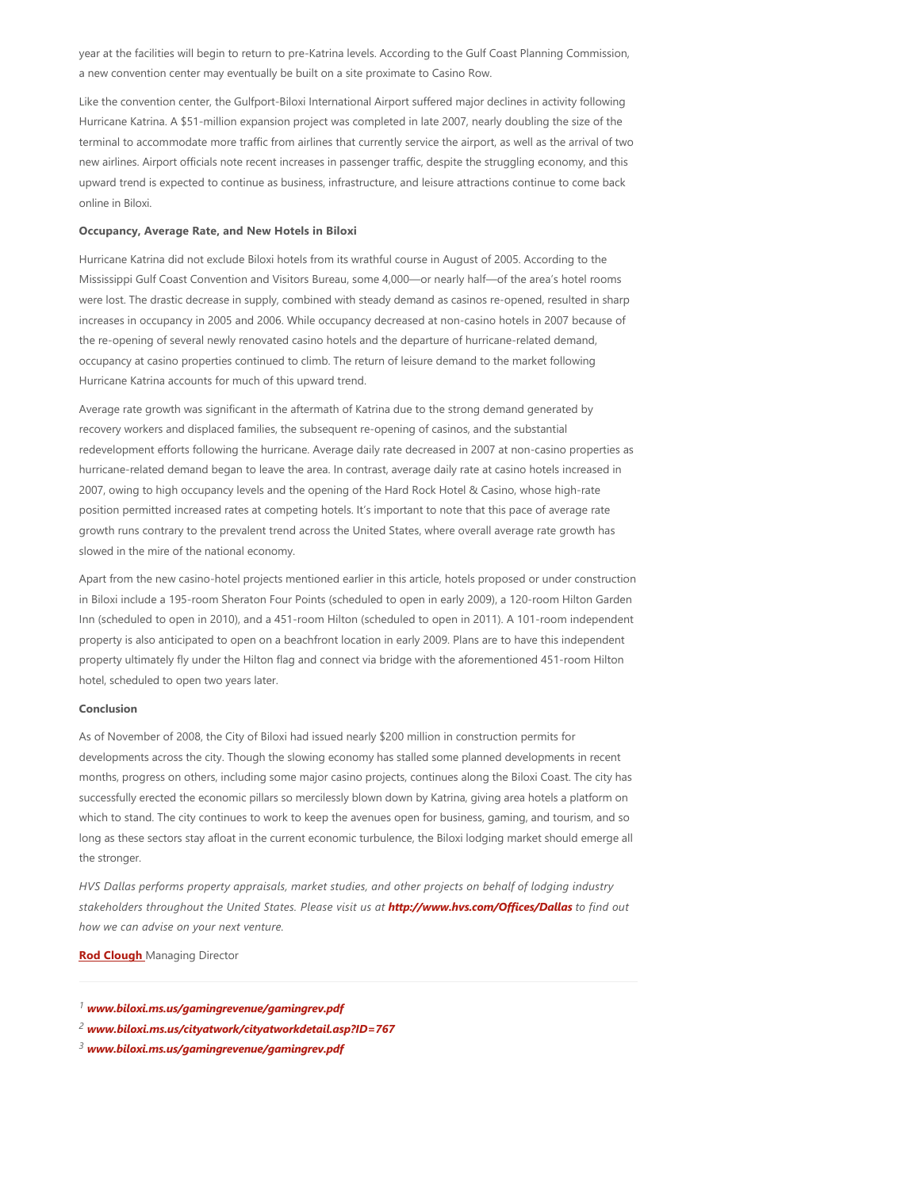year at the facilities will begin to return to pre-Katrina levels. According to the Gulf Coast Planning Commission, a new convention center may eventually be built on a site proximate to Casino Row.

Like the convention center, the Gulfport-Biloxi International Airport suffered major declines in activity following Hurricane Katrina. A $51-million expansion project was completed in late 2007, nearly doubling the size of the terminal to accommodate more traffic from airlines that currently service the airport, as well as the arrival of two new airlines. Airport officials note recent increases in passenger traffic, despite the struggling economy, and this upward trend is expected to continue as business, infrastructure, and leisure attractions continue to come back online in Biloxi.

**Occupancy, Average Rate, and New Hotels in Biloxi**

Hurricane Katrina did not exclude Biloxi hotels from its wrathful course in August of 2005. According to the Mississippi Gulf Coast Convention and Visitors Bureau, some 4,000—or nearly half—of the area's hotel rooms were lost. The drastic decrease in supply, combined with steady demand as casinos re-opened, resulted in sharp increases in occupancy in 2005 and 2006. While occupancy decreased at non-casino hotels in 2007 because of the re-opening of several newly renovated casino hotels and the departure of hurricane-related demand, occupancy at casino properties continued to climb. The return of leisure demand to the market following Hurricane Katrina accounts for much of this upward trend.

Average rate growth was significant in the aftermath of Katrina due to the strong demand generated by recovery workers and displaced families, the subsequent re-opening of casinos, and the substantial redevelopment efforts following the hurricane. Average daily rate decreased in 2007 at non-casino properties as hurricane-related demand began to leave the area. In contrast, average daily rate at casino hotels increased in 2007, owing to high occupancy levels and the opening of the Hard Rock Hotel & Casino, whose high-rate position permitted increased rates at competing hotels. It's important to note that this pace of average rate growth runs contrary to the prevalent trend across the United States, where overall average rate growth has slowed in the mire of the national economy.

Apart from the new casino-hotel projects mentioned earlier in this article, hotels proposed or under construction in Biloxi include a 195-room Sheraton Four Points (scheduled to open in early 2009), a 120-room Hilton Garden Inn (scheduled to open in 2010), and a 451-room Hilton (scheduled to open in 2011). A 101-room independent property is also anticipated to open on a beachfront location in early 2009. Plans are to have this independent property ultimately fly under the Hilton flag and connect via bridge with the aforementioned 451-room Hilton hotel, scheduled to open two years later.

**Conclusion**

As of November of 2008, the City of Biloxi had issued nearly $200 million in construction permits for developments across the city. Though the slowing economy has stalled some planned developments in recent months, progress on others, including some major casino projects, continues along the Biloxi Coast. The city has successfully erected the economic pillars so mercilessly blown down by Katrina, giving area hotels a platform on which to stand. The city continues to work to keep the avenues open for business, gaming, and tourism, and so long as these sectors stay afloat in the current economic turbulence, the Biloxi lodging market should emerge all the stronger.

*HVS Dallas performs property appraisals, market studies, and other projects on behalf of lodging industry stakeholders throughout the United States. Please visit us at* ***http://www.hvs.com/Offices/Dallas*** *to find out how we can advise on your next venture.*

**Rod Clough** Managing Director

---

[1] *www.biloxi.ms.us/gamingrevenue/gamingrev.pdf*

[2] *www.biloxi.ms.us/cityatwork/cityatworkdetail.asp?ID=767*

[3] *www.biloxi.ms.us/gamingrevenue/gamingrev.pdf*